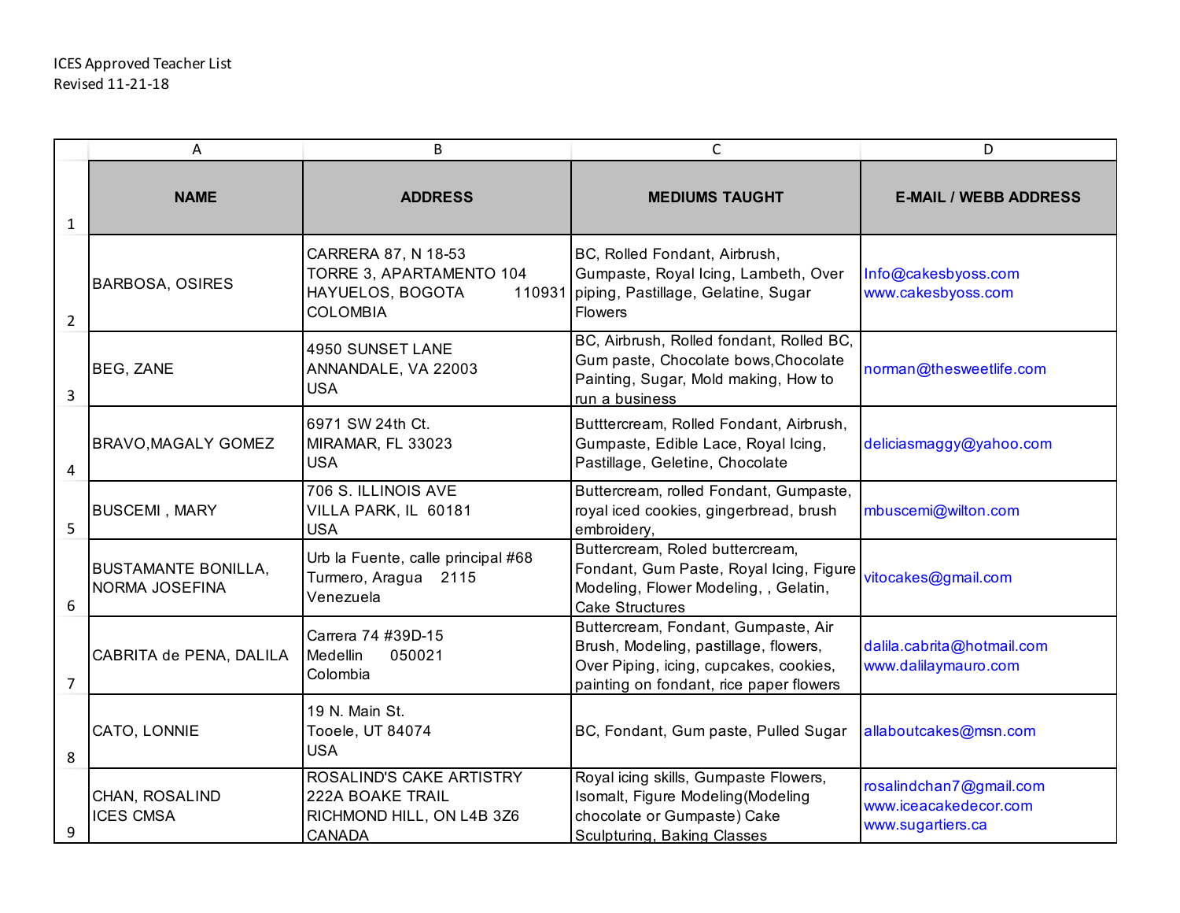ICES Approved Teacher List
Revised 11-21-18

| NAME | ADDRESS | MEDIUMS TAUGHT | E-MAIL / WEBB ADDRESS |
|---|---|---|---|
| BARBOSA, OSIRES | CARRERA 87, N 18-53<br>TORRE 3, APARTAMENTO 104<br>HAYUELOS, BOGOTA 110931<br>COLOMBIA | BC, Rolled Fondant, Airbrush, Gumpaste, Royal Icing, Lambeth, Over piping, Pastillage, Gelatine, Sugar Flowers | Info@cakesbyoss.com<br>www.cakesbyoss.com |
| BEG, ZANE | 4950 SUNSET LANE<br>ANNANDALE, VA 22003<br>USA | BC, Airbrush, Rolled fondant, Rolled BC, Gum paste, Chocolate bows,Chocolate Painting, Sugar, Mold making, How to run a business | norman@thesweetlife.com |
| BRAVO,MAGALY GOMEZ | 6971 SW 24th Ct.<br>MIRAMAR, FL 33023<br>USA | Butttercream, Rolled Fondant, Airbrush, Gumpaste, Edible Lace, Royal Icing, Pastillage, Geletine, Chocolate | deliciasmaggy@yahoo.com |
| BUSCEMI , MARY | 706 S. ILLINOIS AVE<br>VILLA PARK, IL 60181<br>USA | Buttercream, rolled Fondant, Gumpaste, royal iced cookies, gingerbread, brush embroidery, | mbuscemi@wilton.com |
| BUSTAMANTE BONILLA, NORMA JOSEFINA | Urb la Fuente, calle principal #68<br>Turmero, Aragua 2115<br>Venezuela | Buttercream, Roled buttercream, Fondant, Gum Paste, Royal Icing, Figure Modeling, Flower Modeling, , Gelatin, Cake Structures | vitocakes@gmail.com |
| CABRITA de PENA, DALILA | Carrera 74 #39D-15<br>Medellin 050021<br>Colombia | Buttercream, Fondant, Gumpaste, Air Brush, Modeling, pastillage, flowers, Over Piping, icing, cupcakes, cookies, painting on fondant, rice paper flowers | dalila.cabrita@hotmail.com<br>www.dalilaymauro.com |
| CATO, LONNIE | 19 N. Main St.<br>Tooele, UT 84074<br>USA | BC, Fondant, Gum paste, Pulled Sugar | allaboutcakes@msn.com |
| CHAN, ROSALIND<br>ICES CMSA | ROSALIND'S CAKE ARTISTRY<br>222A BOAKE TRAIL<br>RICHMOND HILL, ON L4B 3Z6<br>CANADA | Royal icing skills, Gumpaste Flowers, Isomalt, Figure Modeling(Modeling chocolate or Gumpaste) Cake Sculpturing, Baking Classes | rosalindchan7@gmail.com<br>www.iceacakedecor.com<br>www.sugartiers.ca |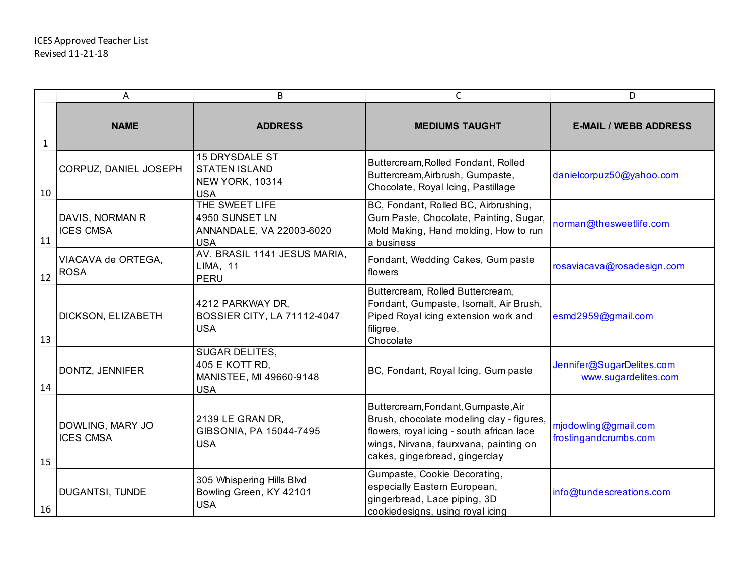ICES Approved Teacher List
Revised 11-21-18

| NAME | ADDRESS | MEDIUMS TAUGHT | E-MAIL / WEBB ADDRESS |
|---|---|---|---|
| CORPUZ, DANIEL JOSEPH | 15 DRYSDALE ST<br>STATEN ISLAND<br>NEW YORK, 10314<br>USA | Buttercream,Rolled Fondant, Rolled Buttercream,Airbrush, Gumpaste, Chocolate, Royal Icing, Pastillage | danielcorpuz50@yahoo.com |
| DAVIS, NORMAN R<br>ICES CMSA | THE SWEET LIFE<br>4950 SUNSET LN<br>ANNANDALE, VA 22003-6020<br>USA | BC, Fondant, Rolled BC, Airbrushing, Gum Paste, Chocolate, Painting, Sugar, Mold Making, Hand molding, How to run a business | norman@thesweetlife.com |
| VIACAVA de ORTEGA, ROSA | AV. BRASIL 1141 JESUS MARIA, LIMA, 11<br>PERU | Fondant, Wedding Cakes, Gum paste flowers | rosaviacava@rosadesign.com |
| DICKSON, ELIZABETH | 4212 PARKWAY DR,<br>BOSSIER CITY, LA 71112-4047<br>USA | Buttercream, Rolled Buttercream, Fondant, Gumpaste, Isomalt, Air Brush, Piped Royal icing extension work and filigree.<br>Chocolate | esmd2959@gmail.com |
| DONTZ, JENNIFER | SUGAR DELITES,<br>405 E KOTT RD,<br>MANISTEE, MI 49660-9148<br>USA | BC, Fondant, Royal Icing, Gum paste | Jennifer@SugarDelites.com<br>www.sugardelites.com |
| DOWLING, MARY JO<br>ICES CMSA | 2139 LE GRAN DR,<br>GIBSONIA, PA 15044-7495<br>USA | Buttercream,Fondant,Gumpaste,Air Brush, chocolate modeling clay - figures, flowers, royal icing - south african lace wings, Nirvana, faurxvana, painting on cakes, gingerbread, gingerclay | mjodowling@gmail.com<br>frostingandcrumbs.com |
| DUGANTSI, TUNDE | 305 Whispering Hills Blvd<br>Bowling Green, KY 42101<br>USA | Gumpaste, Cookie Decorating, especially Eastern European, gingerbread, Lace piping, 3D cookiedesigns, using royal icing | info@tundescreations.com |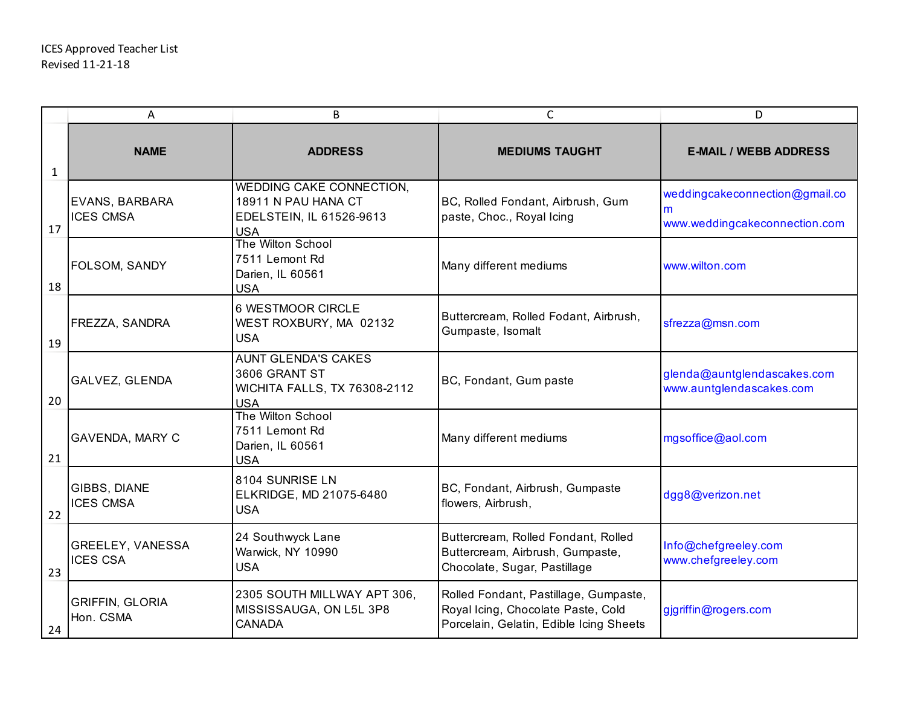ICES Approved Teacher List
Revised 11-21-18

| NAME | ADDRESS | MEDIUMS TAUGHT | E-MAIL / WEBB ADDRESS |
|---|---|---|---|
| EVANS, BARBARA<br>ICES CMSA | WEDDING CAKE CONNECTION,<br>18911 N PAU HANA CT<br>EDELSTEIN, IL 61526-9613<br>USA | BC, Rolled Fondant, Airbrush, Gum paste, Choc., Royal Icing | weddingcakeconnection@gmail.com<br>www.weddingcakeconnection.com |
| FOLSOM, SANDY | The Wilton School<br>7511 Lemont Rd<br>Darien, IL 60561<br>USA | Many different mediums | www.wilton.com |
| FREZZA, SANDRA | 6 WESTMOOR CIRCLE<br>WEST ROXBURY, MA 02132<br>USA | Buttercream, Rolled Fodant, Airbrush, Gumpaste, Isomalt | sfrezza@msn.com |
| GALVEZ, GLENDA | AUNT GLENDA'S CAKES<br>3606 GRANT ST<br>WICHITA FALLS, TX 76308-2112<br>USA | BC, Fondant, Gum paste | glenda@auntglendascakes.com<br>www.auntglendascakes.com |
| GAVENDA, MARY C | The Wilton School<br>7511 Lemont Rd<br>Darien, IL 60561<br>USA | Many different mediums | mgsoffice@aol.com |
| GIBBS, DIANE<br>ICES CMSA | 8104 SUNRISE LN<br>ELKRIDGE, MD 21075-6480<br>USA | BC, Fondant, Airbrush, Gumpaste flowers, Airbrush, | dgg8@verizon.net |
| GREELEY, VANESSA<br>ICES CSA | 24 Southwyck Lane<br>Warwick, NY 10990<br>USA | Buttercream, Rolled Fondant, Rolled Buttercream, Airbrush, Gumpaste, Chocolate, Sugar, Pastillage | Info@chefgreeley.com<br>www.chefgreeley.com |
| GRIFFIN, GLORIA<br>Hon. CSMA | 2305 SOUTH MILLWAY APT 306,<br>MISSISSAUGA, ON L5L 3P8<br>CANADA | Rolled Fondant, Pastillage, Gumpaste, Royal Icing, Chocolate Paste, Cold Porcelain, Gelatin, Edible Icing Sheets | gjgriffin@rogers.com |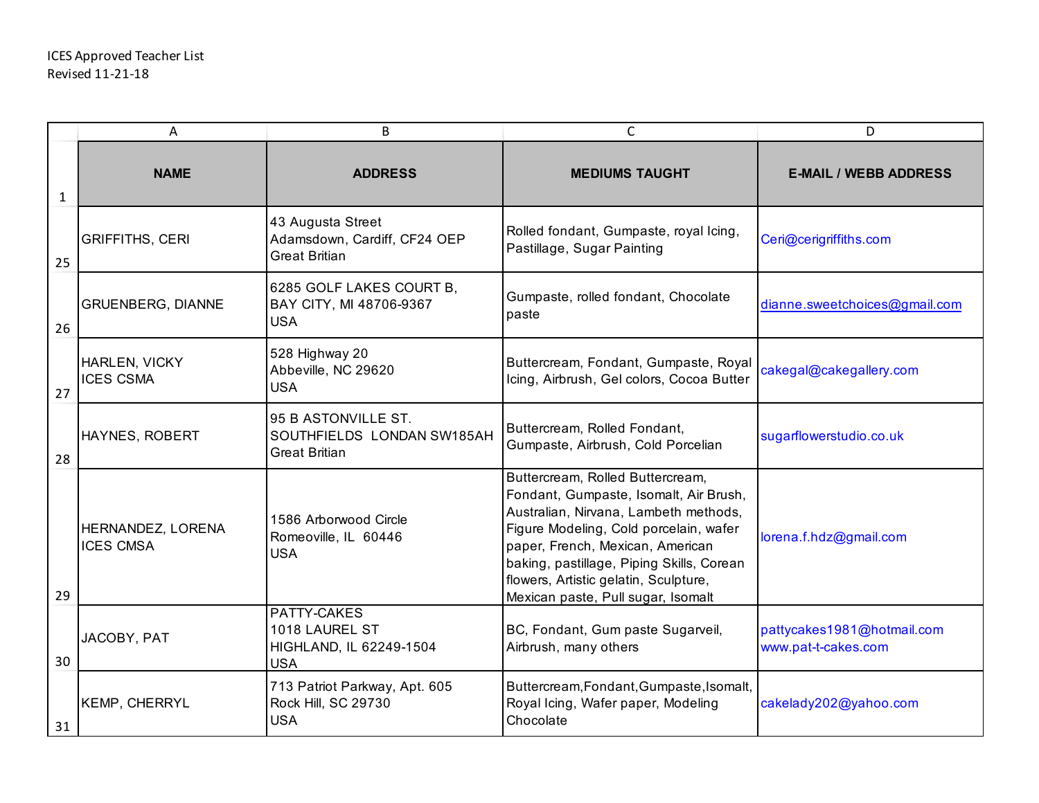ICES Approved Teacher List
Revised 11-21-18

| | A | B | C | D |
|---|---|---|---|---|
| 1 | **NAME** | **ADDRESS** | **MEDIUMS TAUGHT** | **E-MAIL / WEBB ADDRESS** |
| 25 | GRIFFITHS, CERI | 43 Augusta Street<br>Adamsdown, Cardiff, CF24 OEP<br>Great Britian | Rolled fondant, Gumpaste, royal Icing, Pastillage, Sugar Painting | Ceri@cerigriffiths.com |
| 26 | GRUENBERG, DIANNE | 6285 GOLF LAKES COURT B,<br>BAY CITY, MI 48706-9367<br>USA | Gumpaste, rolled fondant, Chocolate paste | dianne.sweetchoices@gmail.com |
| 27 | HARLEN, VICKY<br>ICES CSMA | 528 Highway 20<br>Abbeville, NC 29620<br>USA | Buttercream, Fondant, Gumpaste, Royal Icing, Airbrush, Gel colors, Cocoa Butter | cakegal@cakegallery.com |
| 28 | HAYNES, ROBERT | 95 B ASTONVILLE ST.<br>SOUTHFIELDS LONDAN SW185AH<br>Great Britian | Buttercream, Rolled Fondant, Gumpaste, Airbrush, Cold Porcelian | sugarflowerstudio.co.uk |
| 29 | HERNANDEZ, LORENA<br>ICES CMSA | 1586 Arborwood Circle<br>Romeoville, IL 60446<br>USA | Buttercream, Rolled Buttercream, Fondant, Gumpaste, Isomalt, Air Brush, Australian, Nirvana, Lambeth methods, Figure Modeling, Cold porcelain, wafer paper, French, Mexican, American baking, pastillage, Piping Skills, Corean flowers, Artistic gelatin, Sculpture, Mexican paste, Pull sugar, Isomalt | lorena.f.hdz@gmail.com |
| 30 | JACOBY, PAT | PATTY-CAKES<br>1018 LAUREL ST<br>HIGHLAND, IL 62249-1504<br>USA | BC, Fondant, Gum paste Sugarveil, Airbrush, many others | pattycakes1981@hotmail.com<br>www.pat-t-cakes.com |
| 31 | KEMP, CHERRYL | 713 Patriot Parkway, Apt. 605<br>Rock Hill, SC 29730<br>USA | Buttercream,Fondant,Gumpaste,Isomalt, Royal Icing, Wafer paper, Modeling Chocolate | cakelady202@yahoo.com |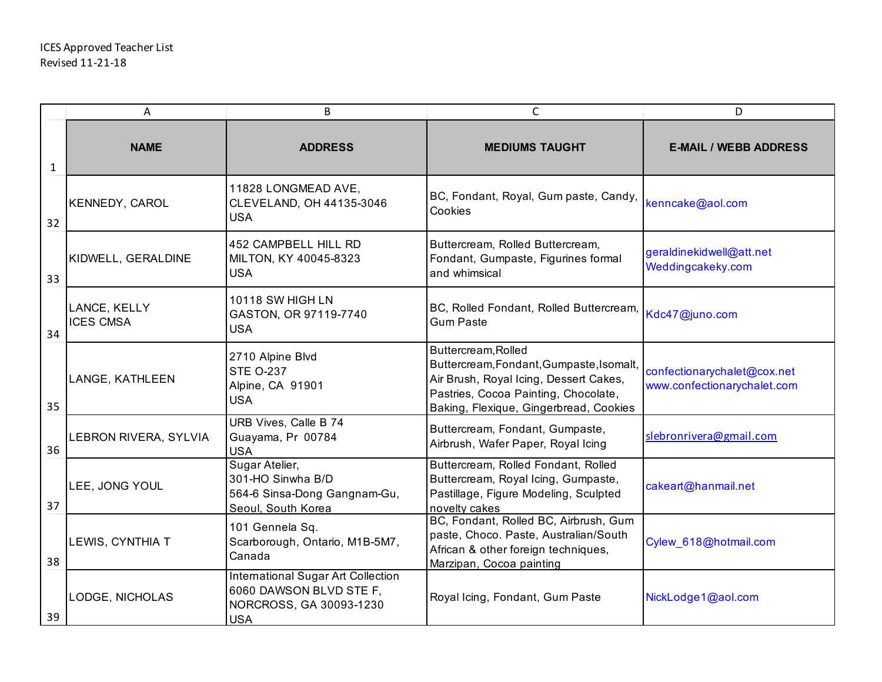ICES Approved Teacher List
Revised 11-21-18

| NAME | ADDRESS | MEDIUMS TAUGHT | E-MAIL / WEBB ADDRESS |
|---|---|---|---|
| KENNEDY, CAROL | 11828 LONGMEAD AVE, CLEVELAND, OH 44135-3046 USA | BC, Fondant, Royal, Gum paste, Candy, Cookies | kenncake@aol.com |
| KIDWELL, GERALDINE | 452 CAMPBELL HILL RD MILTON, KY 40045-8323 USA | Buttercream, Rolled Buttercream, Fondant, Gumpaste, Figurines formal and whimsical | geraldinekidwell@att.net Weddingcakeky.com |
| LANCE, KELLY ICES CMSA | 10118 SW HIGH LN GASTON, OR 97119-7740 USA | BC, Rolled Fondant, Rolled Buttercream, Gum Paste | Kdc47@juno.com |
| LANGE, KATHLEEN | 2710 Alpine Blvd STE O-237 Alpine, CA 91901 USA | Buttercream,Rolled Buttercream,Fondant,Gumpaste,Isomalt, Air Brush, Royal Icing, Dessert Cakes, Pastries, Cocoa Painting, Chocolate, Baking, Flexique, Gingerbread, Cookies | confectionarychalet@cox.net www.confectionarychalet.com |
| LEBRON RIVERA, SYLVIA | URB Vives, Calle B 74 Guayama, Pr 00784 USA | Buttercream, Fondant, Gumpaste, Airbrush, Wafer Paper, Royal Icing | slebronrivera@gmail.com |
| LEE, JONG YOUL | Sugar Atelier, 301-HO Sinwha B/D 564-6 Sinsa-Dong Gangnam-Gu, Seoul, South Korea | Buttercream, Rolled Fondant, Rolled Buttercream, Royal Icing, Gumpaste, Pastillage, Figure Modeling, Sculpted novelty cakes | cakeart@hanmail.net |
| LEWIS, CYNTHIA T | 101 Gennela Sq. Scarborough, Ontario, M1B-5M7, Canada | BC, Fondant, Rolled BC, Airbrush, Gum paste, Choco. Paste, Australian/South African & other foreign techniques, Marzipan, Cocoa painting | Cylew_618@hotmail.com |
| LODGE, NICHOLAS | International Sugar Art Collection 6060 DAWSON BLVD STE F, NORCROSS, GA 30093-1230 USA | Royal Icing, Fondant, Gum Paste | NickLodge1@aol.com |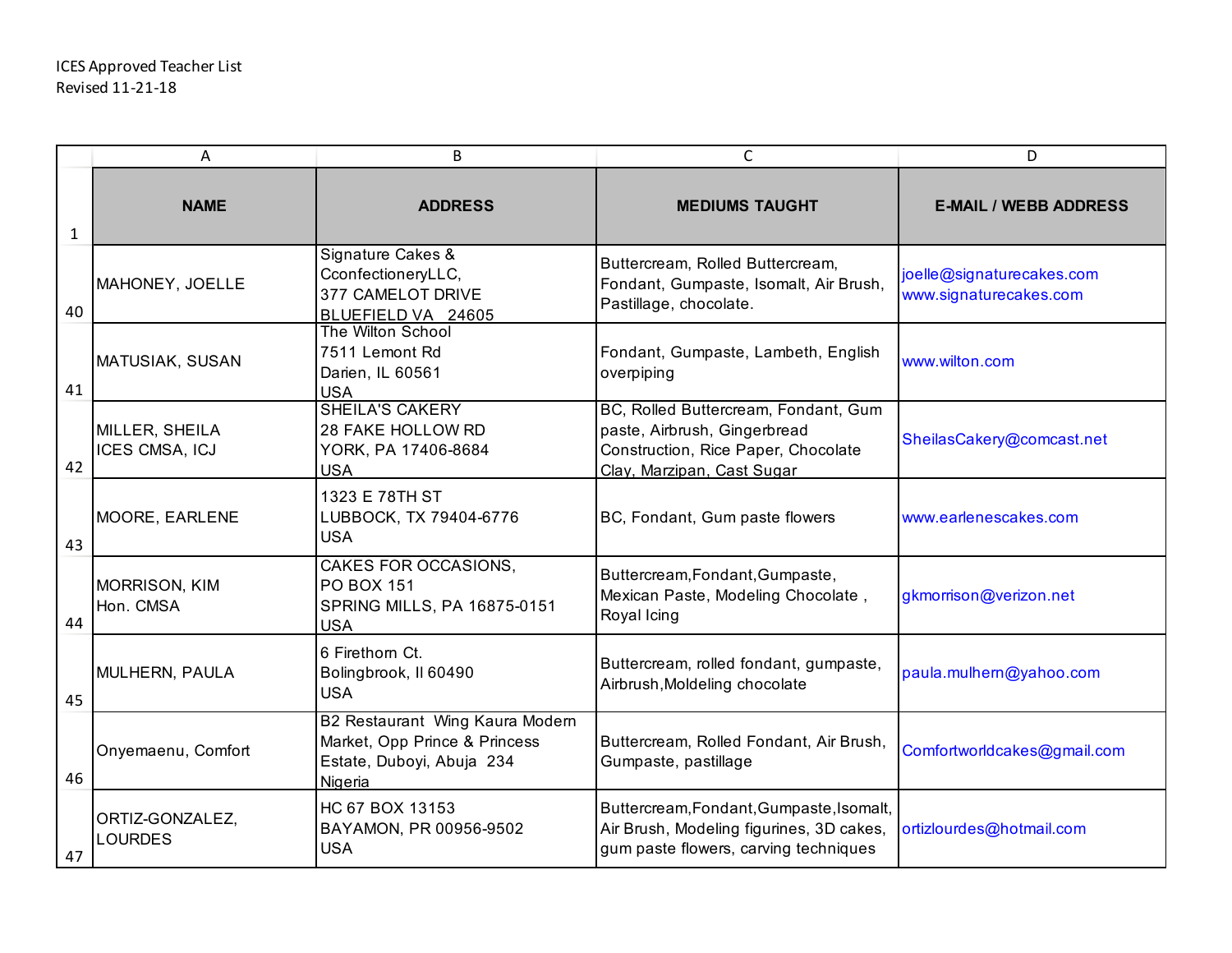ICES Approved Teacher List
Revised 11-21-18

| | NAME | ADDRESS | MEDIUMS TAUGHT | E-MAIL / WEBB ADDRESS |
|---|---|---|---|---|
| 40 | MAHONEY, JOELLE | Signature Cakes & CconfectioneryLLC, 377 CAMELOT DRIVE BLUEFIELD VA 24605 | Buttercream, Rolled Buttercream, Fondant, Gumpaste, Isomalt, Air Brush, Pastillage, chocolate. | joelle@signaturecakes.com www.signaturecakes.com |
| 41 | MATUSIAK, SUSAN | The Wilton School 7511 Lemont Rd Darien, IL 60561 USA | Fondant, Gumpaste, Lambeth, English overpiping | www.wilton.com |
| 42 | MILLER, SHEILA ICES CMSA, ICJ | SHEILA'S CAKERY 28 FAKE HOLLOW RD YORK, PA 17406-8684 USA | BC, Rolled Buttercream, Fondant, Gum paste, Airbrush, Gingerbread Construction, Rice Paper, Chocolate Clay, Marzipan, Cast Sugar | SheilasCakery@comcast.net |
| 43 | MOORE, EARLENE | 1323 E 78TH ST LUBBOCK, TX 79404-6776 USA | BC, Fondant, Gum paste flowers | www.earlenescakes.com |
| 44 | MORRISON, KIM Hon. CMSA | CAKES FOR OCCASIONS, PO BOX 151 SPRING MILLS, PA 16875-0151 USA | Buttercream,Fondant,Gumpaste, Mexican Paste, Modeling Chocolate , Royal Icing | gkmorrison@verizon.net |
| 45 | MULHERN, PAULA | 6 Firethorn Ct. Bolingbrook, Il 60490 USA | Buttercream, rolled fondant, gumpaste, Airbrush,Moldeling chocolate | paula.mulhern@yahoo.com |
| 46 | Onyemaenu, Comfort | B2 Restaurant Wing Kaura Modern Market, Opp Prince & Princess Estate, Duboyi, Abuja 234 Nigeria | Buttercream, Rolled Fondant, Air Brush, Gumpaste, pastillage | Comfortworldcakes@gmail.com |
| 47 | ORTIZ-GONZALEZ, LOURDES | HC 67 BOX 13153 BAYAMON, PR 00956-9502 USA | Buttercream,Fondant,Gumpaste,Isomalt, Air Brush, Modeling figurines, 3D cakes, gum paste flowers, carving techniques | ortizlourdes@hotmail.com |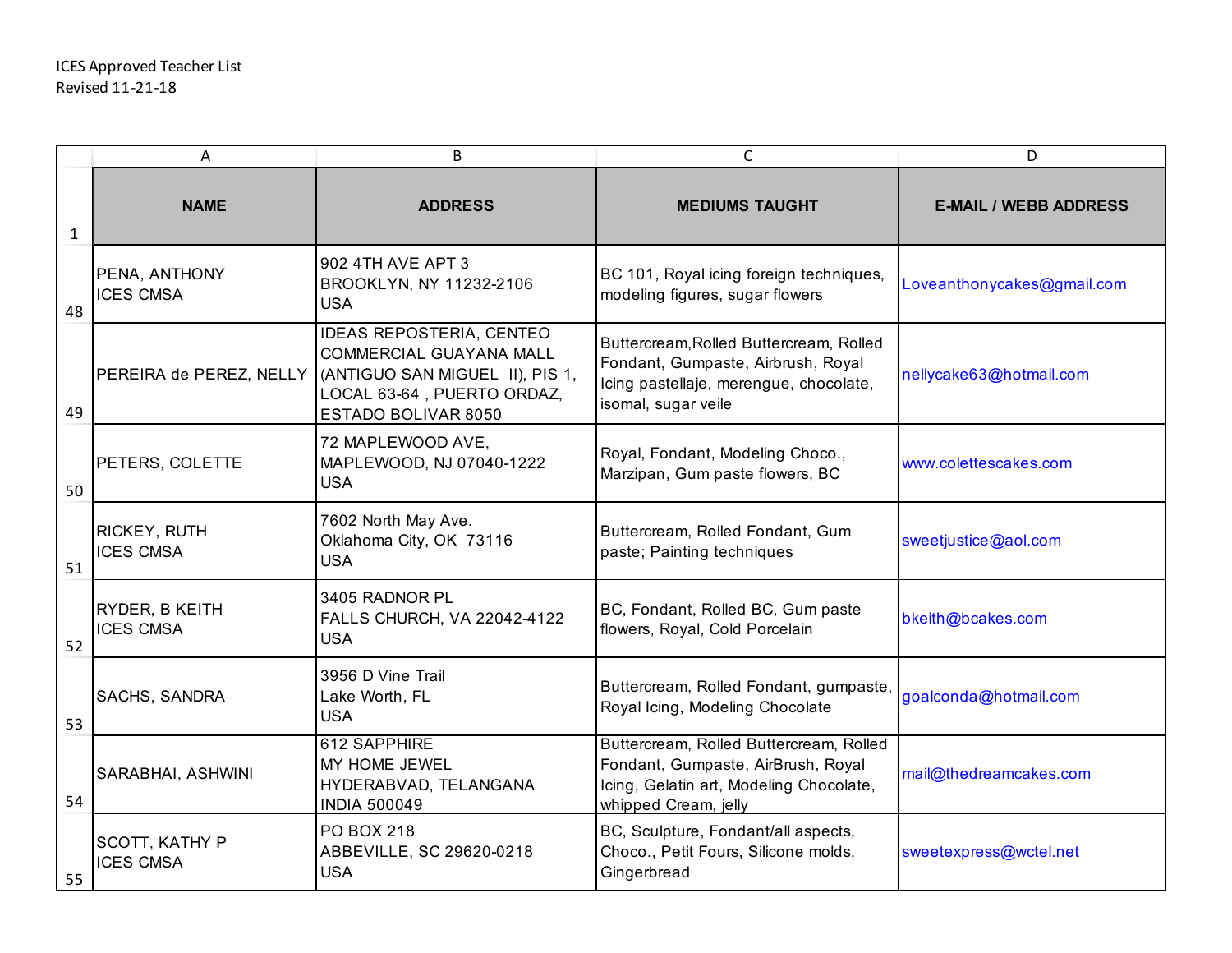ICES Approved Teacher List
Revised 11-21-18

| | A | B | C | D |
|---|---|---|---|---|
| 1 | **NAME** | **ADDRESS** | **MEDIUMS TAUGHT** | **E-MAIL / WEBB ADDRESS** |
| 48 | PENA, ANTHONY<br>ICES CMSA | 902 4TH AVE APT 3<br>BROOKLYN, NY 11232-2106<br>USA | BC 101, Royal icing foreign techniques, modeling figures, sugar flowers | Loveanthonycakes@gmail.com |
| 49 | PEREIRA de PEREZ, NELLY | IDEAS REPOSTERIA, CENTEO COMMERCIAL GUAYANA MALL (ANTIGUO SAN MIGUEL II), PIS 1, LOCAL 63-64 , PUERTO ORDAZ, ESTADO BOLIVAR 8050 | Buttercream,Rolled Buttercream, Rolled Fondant, Gumpaste, Airbrush, Royal Icing pastellaje, merengue, chocolate, isomal, sugar veile | nellycake63@hotmail.com |
| 50 | PETERS, COLETTE | 72 MAPLEWOOD AVE,<br>MAPLEWOOD, NJ 07040-1222<br>USA | Royal, Fondant, Modeling Choco., Marzipan, Gum paste flowers, BC | www.colettescakes.com |
| 51 | RICKEY, RUTH<br>ICES CMSA | 7602 North May Ave.<br>Oklahoma City, OK 73116<br>USA | Buttercream, Rolled Fondant, Gum paste; Painting techniques | sweetjustice@aol.com |
| 52 | RYDER, B KEITH<br>ICES CMSA | 3405 RADNOR PL<br>FALLS CHURCH, VA 22042-4122<br>USA | BC, Fondant, Rolled BC, Gum paste flowers, Royal, Cold Porcelain | bkeith@bcakes.com |
| 53 | SACHS, SANDRA | 3956 D Vine Trail<br>Lake Worth, FL<br>USA | Buttercream, Rolled Fondant, gumpaste, Royal Icing, Modeling Chocolate | goalconda@hotmail.com |
| 54 | SARABHAI, ASHWINI | 612 SAPPHIRE<br>MY HOME JEWEL<br>HYDERABVAD, TELANGANA<br>INDIA 500049 | Buttercream, Rolled Buttercream, Rolled Fondant, Gumpaste, AirBrush, Royal Icing, Gelatin art, Modeling Chocolate, whipped Cream, jelly | mail@thedreamcakes.com |
| 55 | SCOTT, KATHY P<br>ICES CMSA | PO BOX 218<br>ABBEVILLE, SC 29620-0218<br>USA | BC, Sculpture, Fondant/all aspects, Choco., Petit Fours, Silicone molds, Gingerbread | sweetexpress@wctel.net |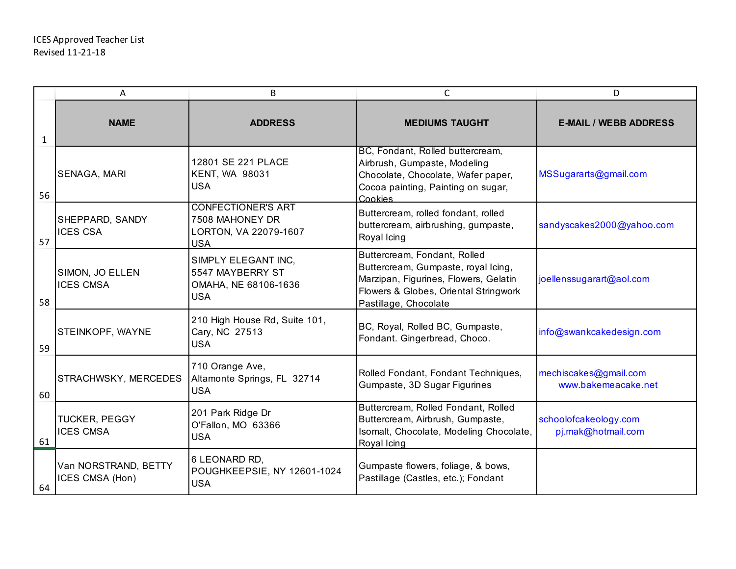ICES Approved Teacher List
Revised 11-21-18

| | NAME | ADDRESS | MEDIUMS TAUGHT | E-MAIL / WEBB ADDRESS |
|---|---|---|---|---|
| 56 | SENAGA, MARI | 12801 SE 221 PLACE<br>KENT, WA 98031<br>USA | BC, Fondant, Rolled buttercream, Airbrush, Gumpaste, Modeling Chocolate, Chocolate, Wafer paper, Cocoa painting, Painting on sugar, Cookies | MSSugararts@gmail.com |
| 57 | SHEPPARD, SANDY<br>ICES CSA | CONFECTIONER'S ART<br>7508 MAHONEY DR<br>LORTON, VA 22079-1607<br>USA | Buttercream, rolled fondant, rolled buttercream, airbrushing, gumpaste, Royal Icing | sandyscakes2000@yahoo.com |
| 58 | SIMON, JO ELLEN<br>ICES CMSA | SIMPLY ELEGANT INC,<br>5547 MAYBERRY ST<br>OMAHA, NE 68106-1636<br>USA | Buttercream, Fondant, Rolled Buttercream, Gumpaste, royal Icing, Marzipan, Figurines, Flowers, Gelatin Flowers & Globes, Oriental Stringwork Pastillage, Chocolate | joellenssugarart@aol.com |
| 59 | STEINKOPF, WAYNE | 210 High House Rd, Suite 101,<br>Cary, NC 27513<br>USA | BC, Royal, Rolled BC, Gumpaste, Fondant. Gingerbread, Choco. | info@swankcakedesign.com |
| 60 | STRACHWSKY, MERCEDES | 710 Orange Ave,<br>Altamonte Springs, FL 32714<br>USA | Rolled Fondant, Fondant Techniques, Gumpaste, 3D Sugar Figurines | mechiscakes@gmail.com<br>www.bakemeacake.net |
| 61 | TUCKER, PEGGY<br>ICES CMSA | 201 Park Ridge Dr<br>O'Fallon, MO 63366<br>USA | Buttercream, Rolled Fondant, Rolled Buttercream, Airbrush, Gumpaste, Isomalt, Chocolate, Modeling Chocolate, Royal Icing | schoolofcakeology.com<br>pj.mak@hotmail.com |
| 64 | Van NORSTRAND, BETTY<br>ICES CMSA (Hon) | 6 LEONARD RD,<br>POUGHKEEPSIE, NY 12601-1024<br>USA | Gumpaste flowers, foliage, & bows, Pastillage (Castles, etc.); Fondant | |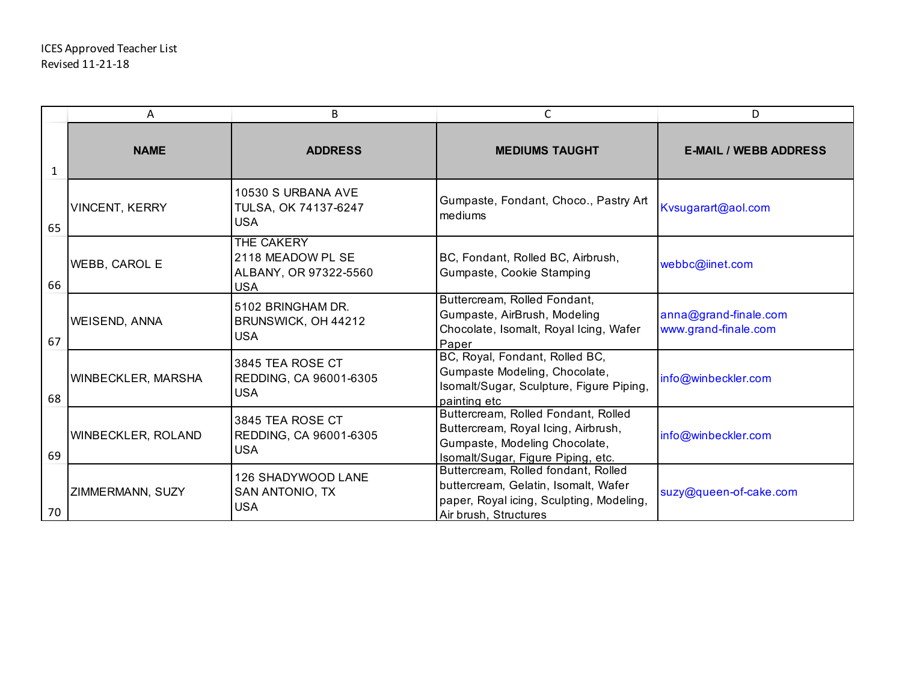ICES Approved Teacher List
Revised 11-21-18

| | A | B | C | D |
|---|---|---|---|---|
| 1 | **NAME** | **ADDRESS** | **MEDIUMS TAUGHT** | **E-MAIL / WEBB ADDRESS** |
| 65 | VINCENT, KERRY | 10530 S URBANA AVE<br>TULSA, OK 74137-6247<br>USA | Gumpaste, Fondant, Choco., Pastry Art mediums | Kvsugarart@aol.com |
| 66 | WEBB, CAROL E | THE CAKERY<br>2118 MEADOW PL SE<br>ALBANY, OR 97322-5560<br>USA | BC, Fondant, Rolled BC, Airbrush, Gumpaste, Cookie Stamping | webbc@iinet.com |
| 67 | WEISEND, ANNA | 5102 BRINGHAM DR.<br>BRUNSWICK, OH 44212<br>USA | Buttercream, Rolled Fondant, Gumpaste, AirBrush, Modeling Chocolate, Isomalt, Royal Icing, Wafer Paper | anna@grand-finale.com<br>www.grand-finale.com |
| 68 | WINBECKLER, MARSHA | 3845 TEA ROSE CT<br>REDDING, CA 96001-6305<br>USA | BC, Royal, Fondant, Rolled BC, Gumpaste Modeling, Chocolate, Isomalt/Sugar, Sculpture, Figure Piping, painting etc | info@winbeckler.com |
| 69 | WINBECKLER, ROLAND | 3845 TEA ROSE CT<br>REDDING, CA 96001-6305<br>USA | Buttercream, Rolled Fondant, Rolled Buttercream, Royal Icing, Airbrush, Gumpaste, Modeling Chocolate, Isomalt/Sugar, Figure Piping, etc. | info@winbeckler.com |
| 70 | ZIMMERMANN, SUZY | 126 SHADYWOOD LANE<br>SAN ANTONIO, TX<br>USA | Buttercream, Rolled fondant, Rolled buttercream, Gelatin, Isomalt, Wafer paper, Royal icing, Sculpting, Modeling, Air brush, Structures | suzy@queen-of-cake.com |